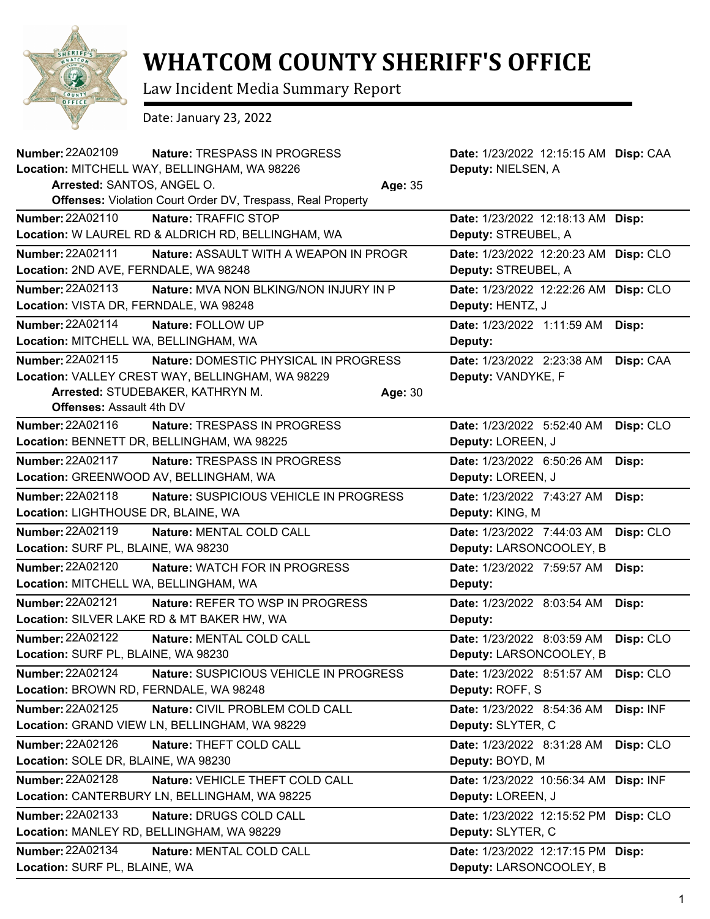# WHATCOM COUNTY SHERIFF'S OFFICE

Law Incident Media Summary Report

Date: January 23, 2022

**Number:** 22A02109 **Nature:** TRESPASS IN PROGRESS **Date:** 1/23/2022 12:15:15 AM **Disp:** CAA
**Location:** MITCHELL WAY, BELLINGHAM, WA 98226 **Deputy:** NIELSEN, A
**Arrested:** SANTOS, ANGEL O. **Age:** 35
**Offenses:** Violation Court Order DV, Trespass, Real Property

---

**Number:** 22A02110 **Nature:** TRAFFIC STOP **Date:** 1/23/2022 12:18:13 AM **Disp:**
**Location:** W LAUREL RD & ALDRICH RD, BELLINGHAM, WA **Deputy:** STREUBEL, A

---

**Number:** 22A02111 **Nature:** ASSAULT WITH A WEAPON IN PROGR **Date:** 1/23/2022 12:20:23 AM **Disp:** CLO
**Location:** 2ND AVE, FERNDALE, WA 98248 **Deputy:** STREUBEL, A

---

**Number:** 22A02113 **Nature:** MVA NON BLKING/NON INJURY IN P **Date:** 1/23/2022 12:22:26 AM **Disp:** CLO
**Location:** VISTA DR, FERNDALE, WA 98248 **Deputy:** HENTZ, J

---

**Number:** 22A02114 **Nature:** FOLLOW UP **Date:** 1/23/2022 1:11:59 AM **Disp:**
**Location:** MITCHELL WA, BELLINGHAM, WA **Deputy:**

---

**Number:** 22A02115 **Nature:** DOMESTIC PHYSICAL IN PROGRESS **Date:** 1/23/2022 2:23:38 AM **Disp:** CAA
**Location:** VALLEY CREST WAY, BELLINGHAM, WA 98229 **Deputy:** VANDYKE, F
**Arrested:** STUDEBAKER, KATHRYN M. **Age:** 30
**Offenses:** Assault 4th DV

---

**Number:** 22A02116 **Nature:** TRESPASS IN PROGRESS **Date:** 1/23/2022 5:52:40 AM **Disp:** CLO
**Location:** BENNETT DR, BELLINGHAM, WA 98225 **Deputy:** LOREEN, J

---

**Number:** 22A02117 **Nature:** TRESPASS IN PROGRESS **Date:** 1/23/2022 6:50:26 AM **Disp:**
**Location:** GREENWOOD AV, BELLINGHAM, WA **Deputy:** LOREEN, J

---

**Number:** 22A02118 **Nature:** SUSPICIOUS VEHICLE IN PROGRESS **Date:** 1/23/2022 7:43:27 AM **Disp:**
**Location:** LIGHTHOUSE DR, BLAINE, WA **Deputy:** KING, M

---

**Number:** 22A02119 **Nature:** MENTAL COLD CALL **Date:** 1/23/2022 7:44:03 AM **Disp:** CLO
**Location:** SURF PL, BLAINE, WA 98230 **Deputy:** LARSONCOOLEY, B

---

**Number:** 22A02120 **Nature:** WATCH FOR IN PROGRESS **Date:** 1/23/2022 7:59:57 AM **Disp:**
**Location:** MITCHELL WA, BELLINGHAM, WA **Deputy:**

---

**Number:** 22A02121 **Nature:** REFER TO WSP IN PROGRESS **Date:** 1/23/2022 8:03:54 AM **Disp:**
**Location:** SILVER LAKE RD & MT BAKER HW, WA **Deputy:**

---

**Number:** 22A02122 **Nature:** MENTAL COLD CALL **Date:** 1/23/2022 8:03:59 AM **Disp:** CLO
**Location:** SURF PL, BLAINE, WA 98230 **Deputy:** LARSONCOOLEY, B

---

**Number:** 22A02124 **Nature:** SUSPICIOUS VEHICLE IN PROGRESS **Date:** 1/23/2022 8:51:57 AM **Disp:** CLO
**Location:** BROWN RD, FERNDALE, WA 98248 **Deputy:** ROFF, S

---

**Number:** 22A02125 **Nature:** CIVIL PROBLEM COLD CALL **Date:** 1/23/2022 8:54:36 AM **Disp:** INF
**Location:** GRAND VIEW LN, BELLINGHAM, WA 98229 **Deputy:** SLYTER, C

---

**Number:** 22A02126 **Nature:** THEFT COLD CALL **Date:** 1/23/2022 8:31:28 AM **Disp:** CLO
**Location:** SOLE DR, BLAINE, WA 98230 **Deputy:** BOYD, M

---

**Number:** 22A02128 **Nature:** VEHICLE THEFT COLD CALL **Date:** 1/23/2022 10:56:34 AM **Disp:** INF
**Location:** CANTERBURY LN, BELLINGHAM, WA 98225 **Deputy:** LOREEN, J

---

**Number:** 22A02133 **Nature:** DRUGS COLD CALL **Date:** 1/23/2022 12:15:52 PM **Disp:** CLO
**Location:** MANLEY RD, BELLINGHAM, WA 98229 **Deputy:** SLYTER, C

---

**Number:** 22A02134 **Nature:** MENTAL COLD CALL **Date:** 1/23/2022 12:17:15 PM **Disp:**
**Location:** SURF PL, BLAINE, WA **Deputy:** LARSONCOOLEY, B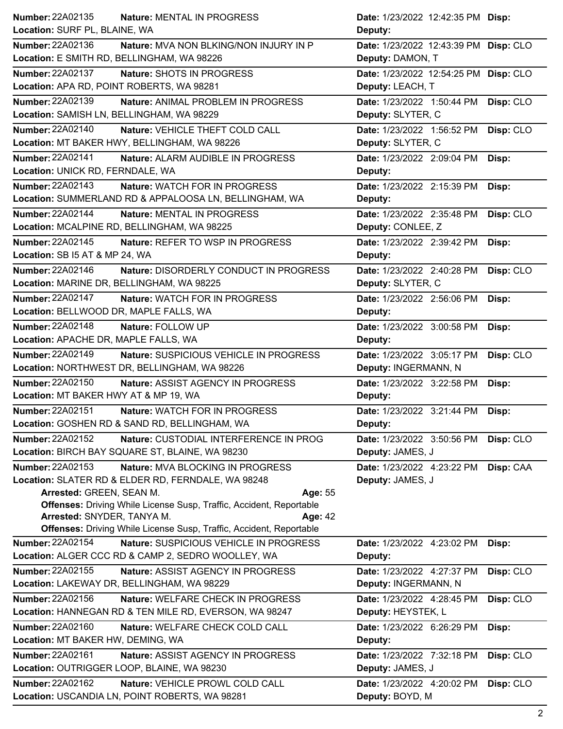**Number:** 22A02135 **Nature:** MENTAL IN PROGRESS **Date:** 1/23/2022 12:42:35 PM **Disp:**
**Location:** SURF PL, BLAINE, WA **Deputy:**

---

**Number:** 22A02136 **Nature:** MVA NON BLKING/NON INJURY IN P **Date:** 1/23/2022 12:43:39 PM **Disp:** CLO
**Location:** E SMITH RD, BELLINGHAM, WA 98226 **Deputy:** DAMON, T

---

**Number:** 22A02137 **Nature:** SHOTS IN PROGRESS **Date:** 1/23/2022 12:54:25 PM **Disp:** CLO
**Location:** APA RD, POINT ROBERTS, WA 98281 **Deputy:** LEACH, T

---

**Number:** 22A02139 **Nature:** ANIMAL PROBLEM IN PROGRESS **Date:** 1/23/2022 1:50:44 PM **Disp:** CLO
**Location:** SAMISH LN, BELLINGHAM, WA 98229 **Deputy:** SLYTER, C

---

**Number:** 22A02140 **Nature:** VEHICLE THEFT COLD CALL **Date:** 1/23/2022 1:56:52 PM **Disp:** CLO
**Location:** MT BAKER HWY, BELLINGHAM, WA 98226 **Deputy:** SLYTER, C

---

**Number:** 22A02141 **Nature:** ALARM AUDIBLE IN PROGRESS **Date:** 1/23/2022 2:09:04 PM **Disp:**
**Location:** UNICK RD, FERNDALE, WA **Deputy:**

---

**Number:** 22A02143 **Nature:** WATCH FOR IN PROGRESS **Date:** 1/23/2022 2:15:39 PM **Disp:**
**Location:** SUMMERLAND RD & APPALOOSA LN, BELLINGHAM, WA **Deputy:**

---

**Number:** 22A02144 **Nature:** MENTAL IN PROGRESS **Date:** 1/23/2022 2:35:48 PM **Disp:** CLO
**Location:** MCALPINE RD, BELLINGHAM, WA 98225 **Deputy:** CONLEE, Z

---

**Number:** 22A02145 **Nature:** REFER TO WSP IN PROGRESS **Date:** 1/23/2022 2:39:42 PM **Disp:**
**Location:** SB I5 AT & MP 24, WA **Deputy:**

---

**Number:** 22A02146 **Nature:** DISORDERLY CONDUCT IN PROGRESS **Date:** 1/23/2022 2:40:28 PM **Disp:** CLO
**Location:** MARINE DR, BELLINGHAM, WA 98225 **Deputy:** SLYTER, C

---

**Number:** 22A02147 **Nature:** WATCH FOR IN PROGRESS **Date:** 1/23/2022 2:56:06 PM **Disp:**
**Location:** BELLWOOD DR, MAPLE FALLS, WA **Deputy:**

---

**Number:** 22A02148 **Nature:** FOLLOW UP **Date:** 1/23/2022 3:00:58 PM **Disp:**
**Location:** APACHE DR, MAPLE FALLS, WA **Deputy:**

---

**Number:** 22A02149 **Nature:** SUSPICIOUS VEHICLE IN PROGRESS **Date:** 1/23/2022 3:05:17 PM **Disp:** CLO
**Location:** NORTHWEST DR, BELLINGHAM, WA 98226 **Deputy:** INGERMANN, N

---

**Number:** 22A02150 **Nature:** ASSIST AGENCY IN PROGRESS **Date:** 1/23/2022 3:22:58 PM **Disp:**
**Location:** MT BAKER HWY AT & MP 19, WA **Deputy:**

---

**Number:** 22A02151 **Nature:** WATCH FOR IN PROGRESS **Date:** 1/23/2022 3:21:44 PM **Disp:**
**Location:** GOSHEN RD & SAND RD, BELLINGHAM, WA **Deputy:**

---

**Number:** 22A02152 **Nature:** CUSTODIAL INTERFERENCE IN PROG **Date:** 1/23/2022 3:50:56 PM **Disp:** CLO
**Location:** BIRCH BAY SQUARE ST, BLAINE, WA 98230 **Deputy:** JAMES, J

---

**Number:** 22A02153 **Nature:** MVA BLOCKING IN PROGRESS **Date:** 1/23/2022 4:23:22 PM **Disp:** CAA
**Location:** SLATER RD & ELDER RD, FERNDALE, WA 98248 **Deputy:** JAMES, J

**Arrested:** GREEN, SEAN M. **Age:** 55
**Offenses:** Driving While License Susp, Traffic, Accident, Reportable
**Arrested:** SNYDER, TANYA M. **Age:** 42
**Offenses:** Driving While License Susp, Traffic, Accident, Reportable

---

**Number:** 22A02154 **Nature:** SUSPICIOUS VEHICLE IN PROGRESS **Date:** 1/23/2022 4:23:02 PM **Disp:**
**Location:** ALGER CCC RD & CAMP 2, SEDRO WOOLLEY, WA **Deputy:**

---

**Number:** 22A02155 **Nature:** ASSIST AGENCY IN PROGRESS **Date:** 1/23/2022 4:27:37 PM **Disp:** CLO
**Location:** LAKEWAY DR, BELLINGHAM, WA 98229 **Deputy:** INGERMANN, N

---

**Number:** 22A02156 **Nature:** WELFARE CHECK IN PROGRESS **Date:** 1/23/2022 4:28:45 PM **Disp:** CLO
**Location:** HANNEGAN RD & TEN MILE RD, EVERSON, WA 98247 **Deputy:** HEYSTEK, L

---

**Number:** 22A02160 **Nature:** WELFARE CHECK COLD CALL **Date:** 1/23/2022 6:26:29 PM **Disp:**
**Location:** MT BAKER HW, DEMING, WA **Deputy:**

---

**Number:** 22A02161 **Nature:** ASSIST AGENCY IN PROGRESS **Date:** 1/23/2022 7:32:18 PM **Disp:** CLO
**Location:** OUTRIGGER LOOP, BLAINE, WA 98230 **Deputy:** JAMES, J

---

**Number:** 22A02162 **Nature:** VEHICLE PROWL COLD CALL **Date:** 1/23/2022 4:20:02 PM **Disp:** CLO
**Location:** USCANDIA LN, POINT ROBERTS, WA 98281 **Deputy:** BOYD, M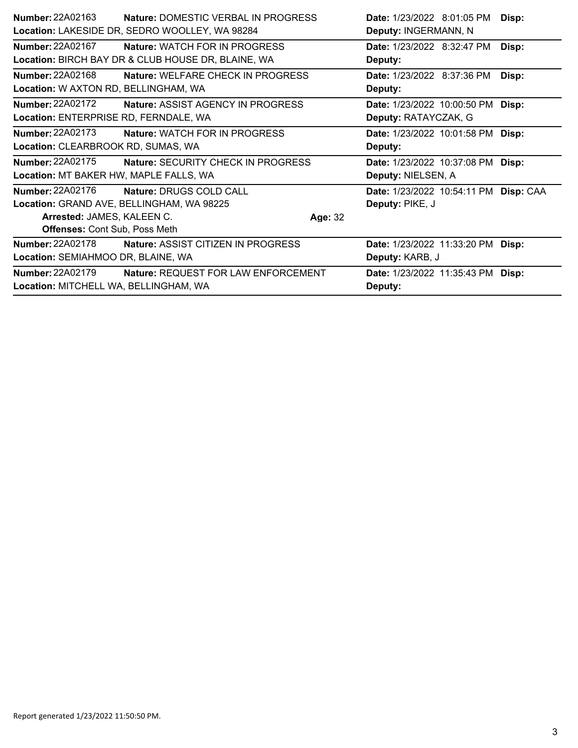**Number:** 22A02163 **Nature:** DOMESTIC VERBAL IN PROGRESS **Date:** 1/23/2022 8:01:05 PM **Disp:**
**Location:** LAKESIDE DR, SEDRO WOOLLEY, WA 98284 **Deputy:** INGERMANN, N

---

**Number:** 22A02167 **Nature:** WATCH FOR IN PROGRESS **Date:** 1/23/2022 8:32:47 PM **Disp:**
**Location:** BIRCH BAY DR & CLUB HOUSE DR, BLAINE, WA **Deputy:**

---

**Number:** 22A02168 **Nature:** WELFARE CHECK IN PROGRESS **Date:** 1/23/2022 8:37:36 PM **Disp:**
**Location:** W AXTON RD, BELLINGHAM, WA **Deputy:**

---

**Number:** 22A02172 **Nature:** ASSIST AGENCY IN PROGRESS **Date:** 1/23/2022 10:00:50 PM **Disp:**
**Location:** ENTERPRISE RD, FERNDALE, WA **Deputy:** RATAYCZAK, G

---

**Number:** 22A02173 **Nature:** WATCH FOR IN PROGRESS **Date:** 1/23/2022 10:01:58 PM **Disp:**
**Location:** CLEARBROOK RD, SUMAS, WA **Deputy:**

---

**Number:** 22A02175 **Nature:** SECURITY CHECK IN PROGRESS **Date:** 1/23/2022 10:37:08 PM **Disp:**
**Location:** MT BAKER HW, MAPLE FALLS, WA **Deputy:** NIELSEN, A

---

**Number:** 22A02176 **Nature:** DRUGS COLD CALL **Date:** 1/23/2022 10:54:11 PM **Disp:** CAA
**Location:** GRAND AVE, BELLINGHAM, WA 98225 **Deputy:** PIKE, J
**Arrested:** JAMES, KALEEN C. **Age:** 32
**Offenses:** Cont Sub, Poss Meth

---

**Number:** 22A02178 **Nature:** ASSIST CITIZEN IN PROGRESS **Date:** 1/23/2022 11:33:20 PM **Disp:**
**Location:** SEMIAHMOO DR, BLAINE, WA **Deputy:** KARB, J

---

**Number:** 22A02179 **Nature:** REQUEST FOR LAW ENFORCEMENT **Date:** 1/23/2022 11:35:43 PM **Disp:**
**Location:** MITCHELL WA, BELLINGHAM, WA **Deputy:**

---

Report generated 1/23/2022 11:50:50 PM.